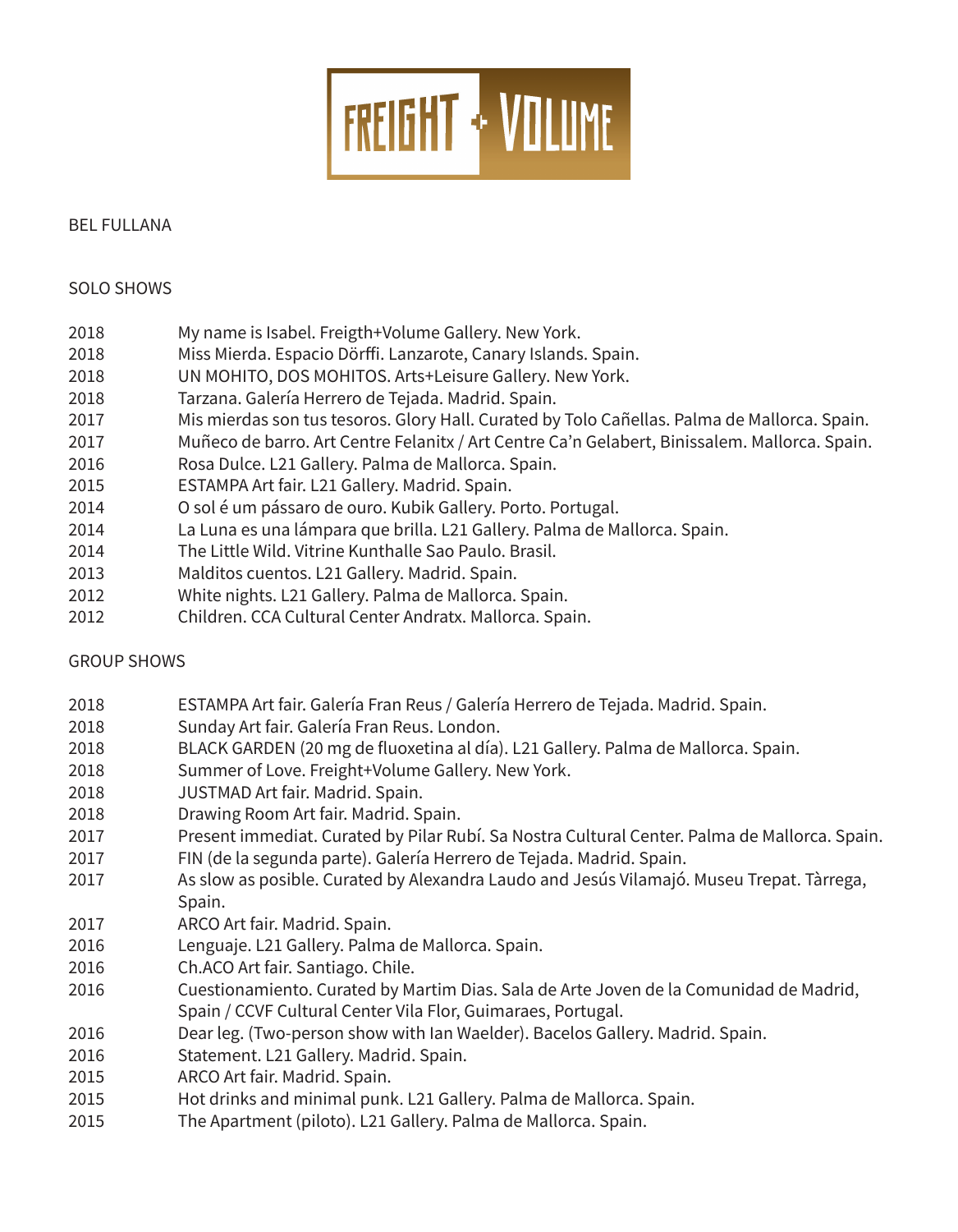FREIGHT + VOLUME

# BEL FULLANA

## SOLO SHOWS

| | |
|---|---|
| 2018 | My name is Isabel. Freigth+Volume Gallery. New York. |
| 2018 | Miss Mierda. Espacio Dörffi. Lanzarote, Canary Islands. Spain. |
| 2018 | UN MOHITO, DOS MOHITOS. Arts+Leisure Gallery. New York. |
| 2018 | Tarzana. Galería Herrero de Tejada. Madrid. Spain. |
| 2017 | Mis mierdas son tus tesoros. Glory Hall. Curated by Tolo Cañellas. Palma de Mallorca. Spain. |
| 2017 | Muñeco de barro. Art Centre Felanitx / Art Centre Ca'n Gelabert, Binissalem. Mallorca. Spain. |
| 2016 | Rosa Dulce. L21 Gallery. Palma de Mallorca. Spain. |
| 2015 | ESTAMPA Art fair. L21 Gallery. Madrid. Spain. |
| 2014 | O sol é um pássaro de ouro. Kubik Gallery. Porto. Portugal. |
| 2014 | La Luna es una lámpara que brilla. L21 Gallery. Palma de Mallorca. Spain. |
| 2014 | The Little Wild. Vitrine Kunthalle Sao Paulo. Brasil. |
| 2013 | Malditos cuentos. L21 Gallery. Madrid. Spain. |
| 2012 | White nights. L21 Gallery. Palma de Mallorca. Spain. |
| 2012 | Children. CCA Cultural Center Andratx. Mallorca. Spain. |

## GROUP SHOWS

| | |
|---|---|
| 2018 | ESTAMPA Art fair. Galería Fran Reus / Galería Herrero de Tejada. Madrid. Spain. |
| 2018 | Sunday Art fair. Galería Fran Reus. London. |
| 2018 | BLACK GARDEN (20 mg de fluoxetina al día). L21 Gallery. Palma de Mallorca. Spain. |
| 2018 | Summer of Love. Freight+Volume Gallery. New York. |
| 2018 | JUSTMAD Art fair. Madrid. Spain. |
| 2018 | Drawing Room Art fair. Madrid. Spain. |
| 2017 | Present immediat. Curated by Pilar Rubí. Sa Nostra Cultural Center. Palma de Mallorca. Spain. |
| 2017 | FIN (de la segunda parte). Galería Herrero de Tejada. Madrid. Spain. |
| 2017 | As slow as posible. Curated by Alexandra Laudo and Jesús Vilamajó. Museu Trepat. Tàrrega, Spain. |
| 2017 | ARCO Art fair. Madrid. Spain. |
| 2016 | Lenguaje. L21 Gallery. Palma de Mallorca. Spain. |
| 2016 | Ch.ACO Art fair. Santiago. Chile. |
| 2016 | Cuestionamiento. Curated by Martim Dias. Sala de Arte Joven de la Comunidad de Madrid, Spain / CCVF Cultural Center Vila Flor, Guimaraes, Portugal. |
| 2016 | Dear leg. (Two-person show with Ian Waelder). Bacelos Gallery. Madrid. Spain. |
| 2016 | Statement. L21 Gallery. Madrid. Spain. |
| 2015 | ARCO Art fair. Madrid. Spain. |
| 2015 | Hot drinks and minimal punk. L21 Gallery. Palma de Mallorca. Spain. |
| 2015 | The Apartment (piloto). L21 Gallery. Palma de Mallorca. Spain. |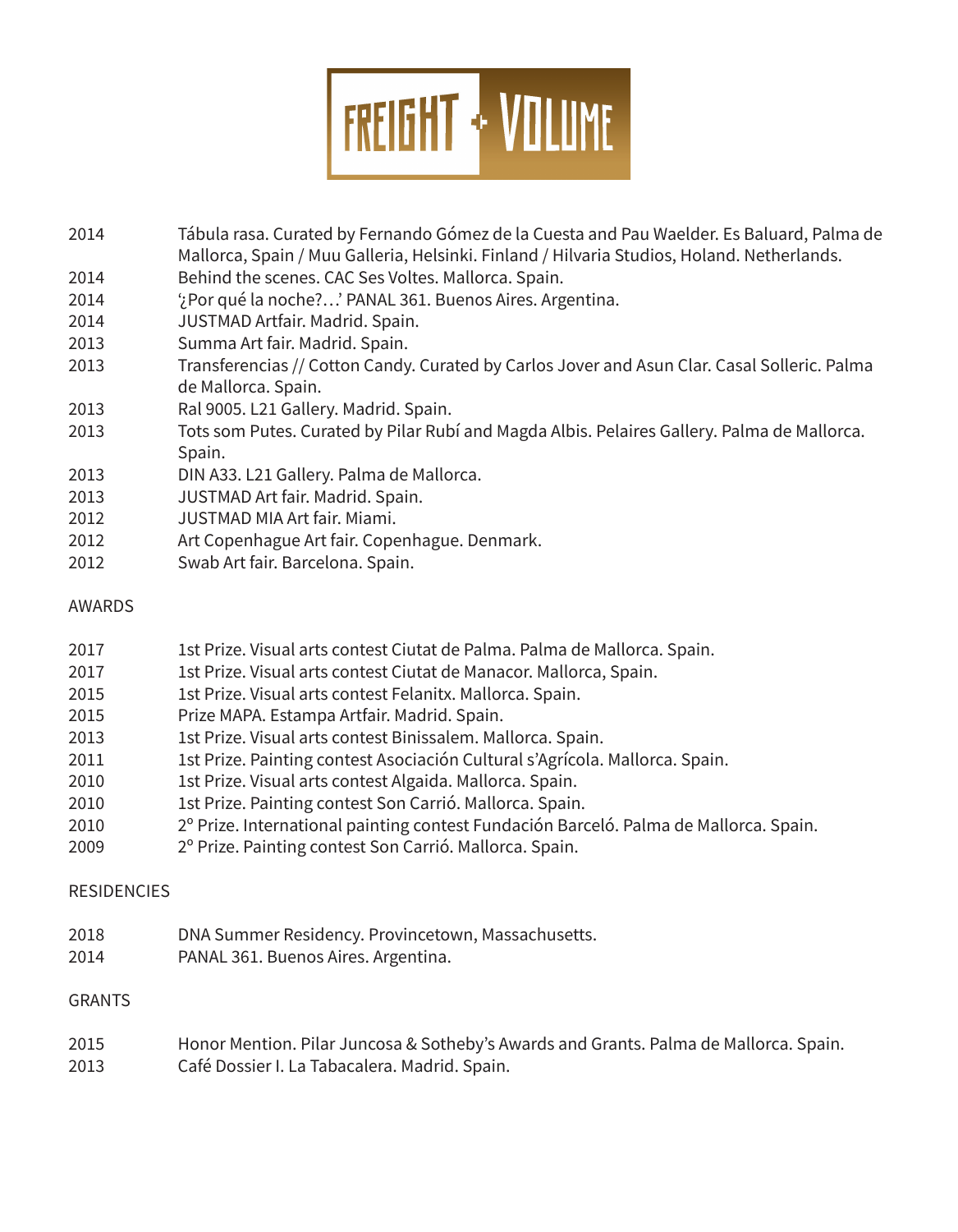FREIGHT + VOLUME

2014 Tábula rasa. Curated by Fernando Gómez de la Cuesta and Pau Waelder. Es Baluard, Palma de Mallorca, Spain / Muu Galleria, Helsinki. Finland / Hilvaria Studios, Holand. Netherlands.
2014 Behind the scenes. CAC Ses Voltes. Mallorca. Spain.
2014 '¿Por qué la noche?…' PANAL 361. Buenos Aires. Argentina.
2014 JUSTMAD Artfair. Madrid. Spain.
2013 Summa Art fair. Madrid. Spain.
2013 Transferencias // Cotton Candy. Curated by Carlos Jover and Asun Clar. Casal Solleric. Palma de Mallorca. Spain.
2013 Ral 9005. L21 Gallery. Madrid. Spain.
2013 Tots som Putes. Curated by Pilar Rubí and Magda Albis. Pelaires Gallery. Palma de Mallorca. Spain.
2013 DIN A33. L21 Gallery. Palma de Mallorca.
2013 JUSTMAD Art fair. Madrid. Spain.
2012 JUSTMAD MIA Art fair. Miami.
2012 Art Copenhague Art fair. Copenhague. Denmark.
2012 Swab Art fair. Barcelona. Spain.

AWARDS

2017 1st Prize. Visual arts contest Ciutat de Palma. Palma de Mallorca. Spain.
2017 1st Prize. Visual arts contest Ciutat de Manacor. Mallorca, Spain.
2015 1st Prize. Visual arts contest Felanitx. Mallorca. Spain.
2015 Prize MAPA. Estampa Artfair. Madrid. Spain.
2013 1st Prize. Visual arts contest Binissalem. Mallorca. Spain.
2011 1st Prize. Painting contest Asociación Cultural s'Agrícola. Mallorca. Spain.
2010 1st Prize. Visual arts contest Algaida. Mallorca. Spain.
2010 1st Prize. Painting contest Son Carrió. Mallorca. Spain.
2010 2º Prize. International painting contest Fundación Barceló. Palma de Mallorca. Spain.
2009 2º Prize. Painting contest Son Carrió. Mallorca. Spain.

RESIDENCIES

2018 DNA Summer Residency. Provincetown, Massachusetts.
2014 PANAL 361. Buenos Aires. Argentina.

GRANTS

2015 Honor Mention. Pilar Juncosa & Sotheby's Awards and Grants. Palma de Mallorca. Spain.
2013 Café Dossier I. La Tabacalera. Madrid. Spain.